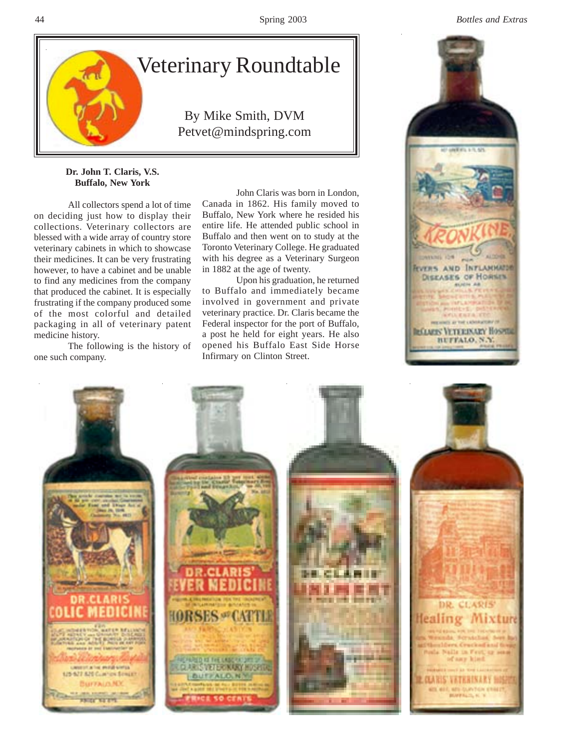# Veterinary Roundtable

By Mike Smith, DVM
Petvet@mindspring.com

**Dr. John T. Claris, V.S.**
**Buffalo, New York**

All collectors spend a lot of time on deciding just how to display their collections. Veterinary collectors are blessed with a wide array of country store veterinary cabinets in which to showcase their medicines. It can be very frustrating however, to have a cabinet and be unable to find any medicines from the company that produced the cabinet. It is especially frustrating if the company produced some of the most colorful and detailed packaging in all of veterinary patent medicine history.

The following is the history of one such company.

John Claris was born in London, Canada in 1862. His family moved to Buffalo, New York where he resided his entire life. He attended public school in Buffalo and then went on to study at the Toronto Veterinary College. He graduated with his degree as a Veterinary Surgeon in 1882 at the age of twenty.

Upon his graduation, he returned to Buffalo and immediately became involved in government and private veterinary practice. Dr. Claris became the Federal inspector for the port of Buffalo, a post he held for eight years. He also opened his Buffalo East Side Horse Infirmary on Clinton Street.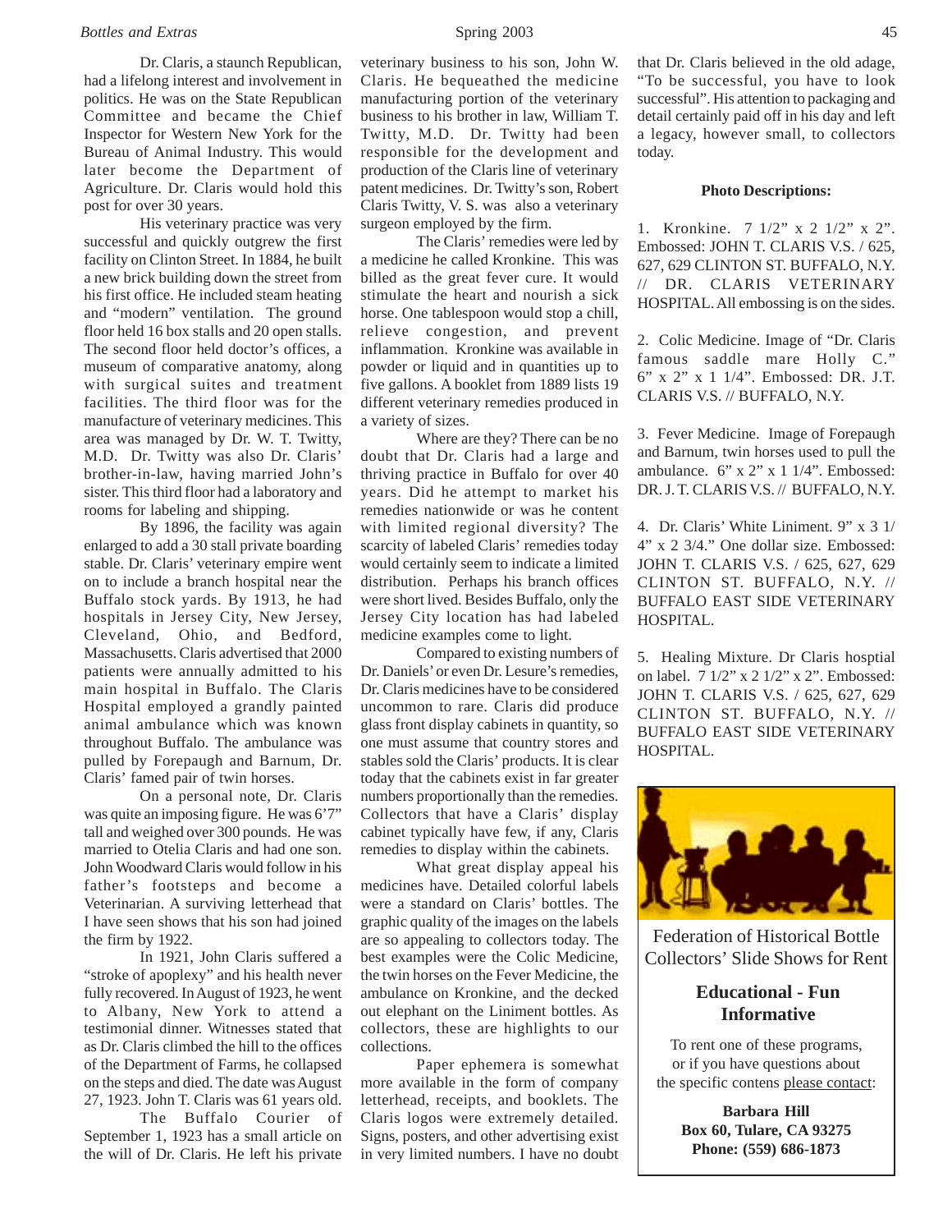Dr. Claris, a staunch Republican, had a lifelong interest and involvement in politics. He was on the State Republican Committee and became the Chief Inspector for Western New York for the Bureau of Animal Industry. This would later become the Department of Agriculture. Dr. Claris would hold this post for over 30 years.

His veterinary practice was very successful and quickly outgrew the first facility on Clinton Street. In 1884, he built a new brick building down the street from his first office. He included steam heating and "modern" ventilation. The ground floor held 16 box stalls and 20 open stalls. The second floor held doctor's offices, a museum of comparative anatomy, along with surgical suites and treatment facilities. The third floor was for the manufacture of veterinary medicines. This area was managed by Dr. W. T. Twitty, M.D. Dr. Twitty was also Dr. Claris' brother-in-law, having married John's sister. This third floor had a laboratory and rooms for labeling and shipping.

By 1896, the facility was again enlarged to add a 30 stall private boarding stable. Dr. Claris' veterinary empire went on to include a branch hospital near the Buffalo stock yards. By 1913, he had hospitals in Jersey City, New Jersey, Cleveland, Ohio, and Bedford, Massachusetts. Claris advertised that 2000 patients were annually admitted to his main hospital in Buffalo. The Claris Hospital employed a grandly painted animal ambulance which was known throughout Buffalo. The ambulance was pulled by Forepaugh and Barnum, Dr. Claris' famed pair of twin horses.

On a personal note, Dr. Claris was quite an imposing figure. He was 6'7" tall and weighed over 300 pounds. He was married to Otelia Claris and had one son. John Woodward Claris would follow in his father's footsteps and become a Veterinarian. A surviving letterhead that I have seen shows that his son had joined the firm by 1922.

In 1921, John Claris suffered a "stroke of apoplexy" and his health never fully recovered. In August of 1923, he went to Albany, New York to attend a testimonial dinner. Witnesses stated that as Dr. Claris climbed the hill to the offices of the Department of Farms, he collapsed on the steps and died. The date was August 27, 1923. John T. Claris was 61 years old.

The Buffalo Courier of September 1, 1923 has a small article on the will of Dr. Claris. He left his private veterinary business to his son, John W. Claris. He bequeathed the medicine manufacturing portion of the veterinary business to his brother in law, William T. Twitty, M.D. Dr. Twitty had been responsible for the development and production of the Claris line of veterinary patent medicines. Dr. Twitty's son, Robert Claris Twitty, V. S. was also a veterinary surgeon employed by the firm.

The Claris' remedies were led by a medicine he called Kronkine. This was billed as the great fever cure. It would stimulate the heart and nourish a sick horse. One tablespoon would stop a chill, relieve congestion, and prevent inflammation. Kronkine was available in powder or liquid and in quantities up to five gallons. A booklet from 1889 lists 19 different veterinary remedies produced in a variety of sizes.

Where are they? There can be no doubt that Dr. Claris had a large and thriving practice in Buffalo for over 40 years. Did he attempt to market his remedies nationwide or was he content with limited regional diversity? The scarcity of labeled Claris' remedies today would certainly seem to indicate a limited distribution. Perhaps his branch offices were short lived. Besides Buffalo, only the Jersey City location has had labeled medicine examples come to light.

Compared to existing numbers of Dr. Daniels' or even Dr. Lesure's remedies, Dr. Claris medicines have to be considered uncommon to rare. Claris did produce glass front display cabinets in quantity, so one must assume that country stores and stables sold the Claris' products. It is clear today that the cabinets exist in far greater numbers proportionally than the remedies. Collectors that have a Claris' display cabinet typically have few, if any, Claris remedies to display within the cabinets.

What great display appeal his medicines have. Detailed colorful labels were a standard on Claris' bottles. The graphic quality of the images on the labels are so appealing to collectors today. The best examples were the Colic Medicine, the twin horses on the Fever Medicine, the ambulance on Kronkine, and the decked out elephant on the Liniment bottles. As collectors, these are highlights to our collections.

Paper ephemera is somewhat more available in the form of company letterhead, receipts, and booklets. The Claris logos were extremely detailed. Signs, posters, and other advertising exist in very limited numbers. I have no doubt that Dr. Claris believed in the old adage, "To be successful, you have to look successful". His attention to packaging and detail certainly paid off in his day and left a legacy, however small, to collectors today.

**Photo Descriptions:**

1. Kronkine. 7 1/2" x 2 1/2" x 2". Embossed: JOHN T. CLARIS V.S. / 625, 627, 629 CLINTON ST. BUFFALO, N.Y. // DR. CLARIS VETERINARY HOSPITAL. All embossing is on the sides.

2. Colic Medicine. Image of "Dr. Claris famous saddle mare Holly C." 6" x 2" x 1 1/4". Embossed: DR. J.T. CLARIS V.S. // BUFFALO, N.Y.

3. Fever Medicine. Image of Forepaugh and Barnum, twin horses used to pull the ambulance. 6" x 2" x 1 1/4". Embossed: DR. J. T. CLARIS V.S. // BUFFALO, N.Y.

4. Dr. Claris' White Liniment. 9" x 3 1/4" x 2 3/4." One dollar size. Embossed: JOHN T. CLARIS V.S. / 625, 627, 629 CLINTON ST. BUFFALO, N.Y. // BUFFALO EAST SIDE VETERINARY HOSPITAL.

5. Healing Mixture. Dr Claris hosptial on label. 7 1/2" x 2 1/2" x 2". Embossed: JOHN T. CLARIS V.S. / 625, 627, 629 CLINTON ST. BUFFALO, N.Y. // BUFFALO EAST SIDE VETERINARY HOSPITAL.

---

Federation of Historical Bottle Collectors' Slide Shows for Rent

**Educational - Fun Informative**

To rent one of these programs, or if you have questions about the specific contens please contact:

**Barbara Hill**
**Box 60, Tulare, CA 93275**
**Phone: (559) 686-1873**